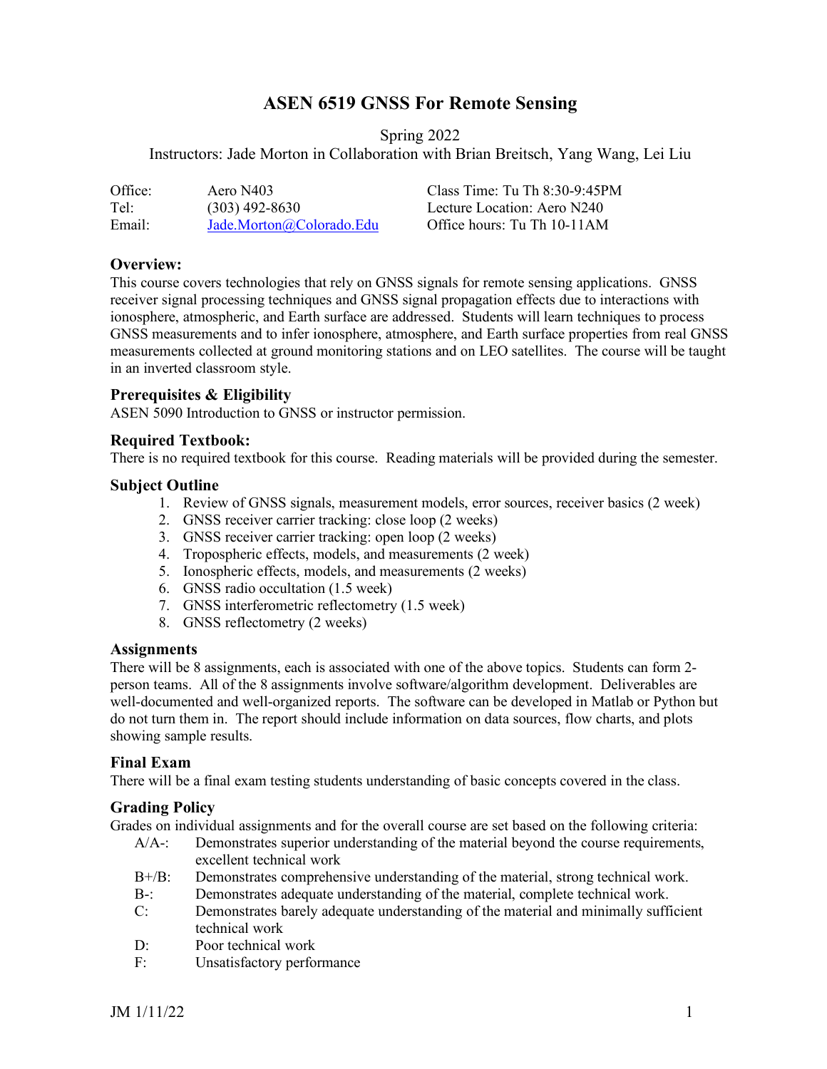# ASEN 6519 GNSS For Remote Sensing

Spring 2022

Instructors: Jade Morton in Collaboration with Brian Breitsch, Yang Wang, Lei Liu

| | | |
|---|---|---|
| Office: | Aero N403 | Class Time: Tu Th 8:30-9:45PM |
| Tel: | (303) 492-8630 | Lecture Location: Aero N240 |
| Email: | Jade.Morton@Colorado.Edu | Office hours: Tu Th 10-11AM |

### Overview:

This course covers technologies that rely on GNSS signals for remote sensing applications. GNSS receiver signal processing techniques and GNSS signal propagation effects due to interactions with ionosphere, atmospheric, and Earth surface are addressed. Students will learn techniques to process GNSS measurements and to infer ionosphere, atmosphere, and Earth surface properties from real GNSS measurements collected at ground monitoring stations and on LEO satellites. The course will be taught in an inverted classroom style.

### Prerequisites & Eligibility

ASEN 5090 Introduction to GNSS or instructor permission.

### Required Textbook:

There is no required textbook for this course. Reading materials will be provided during the semester.

### Subject Outline

1. Review of GNSS signals, measurement models, error sources, receiver basics (2 week)
2. GNSS receiver carrier tracking: close loop (2 weeks)
3. GNSS receiver carrier tracking: open loop (2 weeks)
4. Tropospheric effects, models, and measurements (2 week)
5. Ionospheric effects, models, and measurements (2 weeks)
6. GNSS radio occultation (1.5 week)
7. GNSS interferometric reflectometry (1.5 week)
8. GNSS reflectometry (2 weeks)

### Assignments

There will be 8 assignments, each is associated with one of the above topics. Students can form 2-person teams. All of the 8 assignments involve software/algorithm development. Deliverables are well-documented and well-organized reports. The software can be developed in Matlab or Python but do not turn them in. The report should include information on data sources, flow charts, and plots showing sample results.

### Final Exam

There will be a final exam testing students understanding of basic concepts covered in the class.

### Grading Policy

Grades on individual assignments and for the overall course are set based on the following criteria:

- A/A-: Demonstrates superior understanding of the material beyond the course requirements, excellent technical work
- B+/B: Demonstrates comprehensive understanding of the material, strong technical work.
- B-: Demonstrates adequate understanding of the material, complete technical work.
- C: Demonstrates barely adequate understanding of the material and minimally sufficient technical work
- D: Poor technical work
- F: Unsatisfactory performance

JM 1/11/22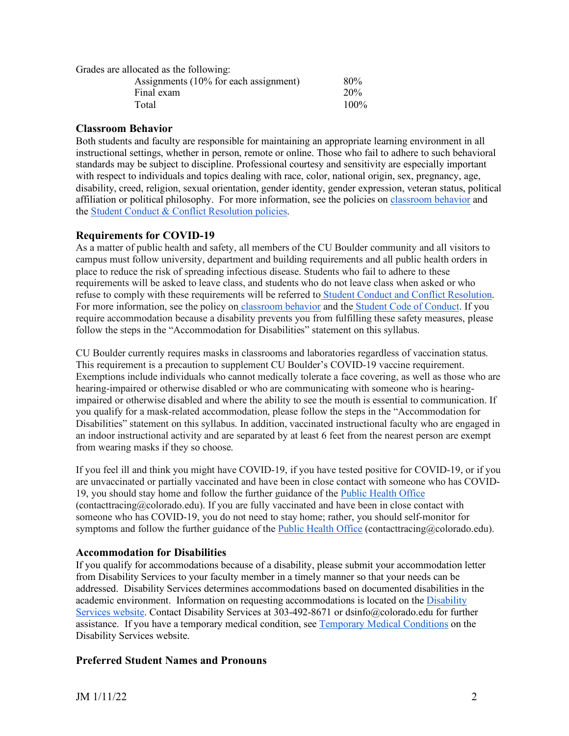Grades are allocated as the following:

| | |
|---|---|
| Assignments (10% for each assignment) | 80% |
| Final exam | 20% |
| Total | 100% |

### Classroom Behavior

Both students and faculty are responsible for maintaining an appropriate learning environment in all instructional settings, whether in person, remote or online. Those who fail to adhere to such behavioral standards may be subject to discipline. Professional courtesy and sensitivity are especially important with respect to individuals and topics dealing with race, color, national origin, sex, pregnancy, age, disability, creed, religion, sexual orientation, gender identity, gender expression, veteran status, political affiliation or political philosophy. For more information, see the policies on classroom behavior and the Student Conduct & Conflict Resolution policies.

### Requirements for COVID-19

As a matter of public health and safety, all members of the CU Boulder community and all visitors to campus must follow university, department and building requirements and all public health orders in place to reduce the risk of spreading infectious disease. Students who fail to adhere to these requirements will be asked to leave class, and students who do not leave class when asked or who refuse to comply with these requirements will be referred to Student Conduct and Conflict Resolution. For more information, see the policy on classroom behavior and the Student Code of Conduct. If you require accommodation because a disability prevents you from fulfilling these safety measures, please follow the steps in the "Accommodation for Disabilities" statement on this syllabus.

CU Boulder currently requires masks in classrooms and laboratories regardless of vaccination status. This requirement is a precaution to supplement CU Boulder's COVID-19 vaccine requirement. Exemptions include individuals who cannot medically tolerate a face covering, as well as those who are hearing-impaired or otherwise disabled or who are communicating with someone who is hearing-impaired or otherwise disabled and where the ability to see the mouth is essential to communication. If you qualify for a mask-related accommodation, please follow the steps in the "Accommodation for Disabilities" statement on this syllabus. In addition, vaccinated instructional faculty who are engaged in an indoor instructional activity and are separated by at least 6 feet from the nearest person are exempt from wearing masks if they so choose.

If you feel ill and think you might have COVID-19, if you have tested positive for COVID-19, or if you are unvaccinated or partially vaccinated and have been in close contact with someone who has COVID-19, you should stay home and follow the further guidance of the Public Health Office (contacttracing@colorado.edu). If you are fully vaccinated and have been in close contact with someone who has COVID-19, you do not need to stay home; rather, you should self-monitor for symptoms and follow the further guidance of the Public Health Office (contacttracing@colorado.edu).

### Accommodation for Disabilities

If you qualify for accommodations because of a disability, please submit your accommodation letter from Disability Services to your faculty member in a timely manner so that your needs can be addressed. Disability Services determines accommodations based on documented disabilities in the academic environment. Information on requesting accommodations is located on the Disability Services website. Contact Disability Services at 303-492-8671 or dsinfo@colorado.edu for further assistance. If you have a temporary medical condition, see Temporary Medical Conditions on the Disability Services website.

### Preferred Student Names and Pronouns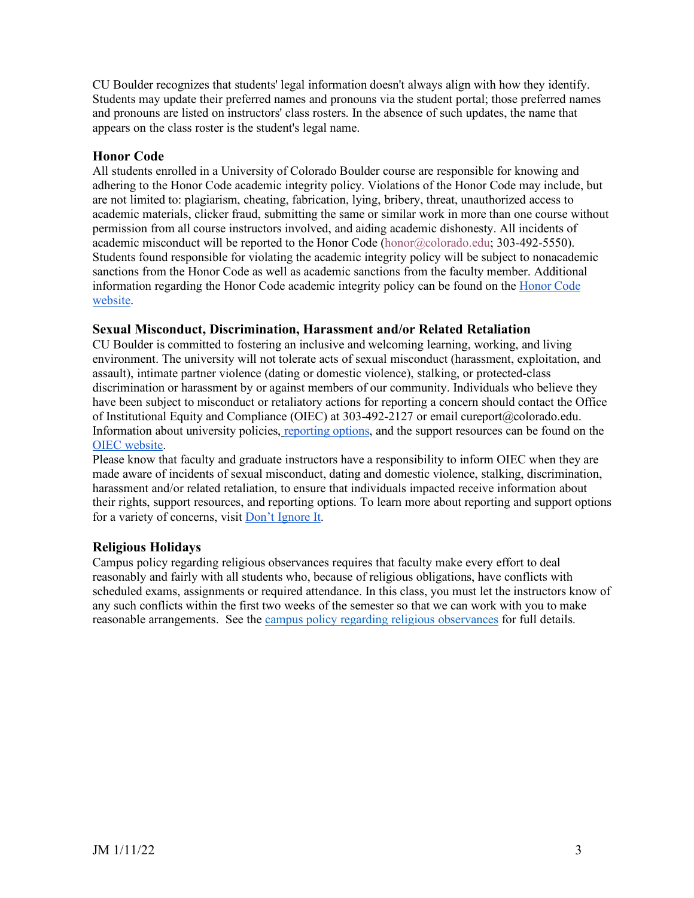CU Boulder recognizes that students' legal information doesn't always align with how they identify. Students may update their preferred names and pronouns via the student portal; those preferred names and pronouns are listed on instructors' class rosters. In the absence of such updates, the name that appears on the class roster is the student's legal name.

### Honor Code

All students enrolled in a University of Colorado Boulder course are responsible for knowing and adhering to the Honor Code academic integrity policy. Violations of the Honor Code may include, but are not limited to: plagiarism, cheating, fabrication, lying, bribery, threat, unauthorized access to academic materials, clicker fraud, submitting the same or similar work in more than one course without permission from all course instructors involved, and aiding academic dishonesty. All incidents of academic misconduct will be reported to the Honor Code (honor@colorado.edu; 303-492-5550). Students found responsible for violating the academic integrity policy will be subject to nonacademic sanctions from the Honor Code as well as academic sanctions from the faculty member. Additional information regarding the Honor Code academic integrity policy can be found on the Honor Code website.

### Sexual Misconduct, Discrimination, Harassment and/or Related Retaliation

CU Boulder is committed to fostering an inclusive and welcoming learning, working, and living environment. The university will not tolerate acts of sexual misconduct (harassment, exploitation, and assault), intimate partner violence (dating or domestic violence), stalking, or protected-class discrimination or harassment by or against members of our community. Individuals who believe they have been subject to misconduct or retaliatory actions for reporting a concern should contact the Office of Institutional Equity and Compliance (OIEC) at 303-492-2127 or email cureport@colorado.edu. Information about university policies, reporting options, and the support resources can be found on the OIEC website.

Please know that faculty and graduate instructors have a responsibility to inform OIEC when they are made aware of incidents of sexual misconduct, dating and domestic violence, stalking, discrimination, harassment and/or related retaliation, to ensure that individuals impacted receive information about their rights, support resources, and reporting options. To learn more about reporting and support options for a variety of concerns, visit Don't Ignore It.

### Religious Holidays

Campus policy regarding religious observances requires that faculty make every effort to deal reasonably and fairly with all students who, because of religious obligations, have conflicts with scheduled exams, assignments or required attendance. In this class, you must let the instructors know of any such conflicts within the first two weeks of the semester so that we can work with you to make reasonable arrangements. See the campus policy regarding religious observances for full details.